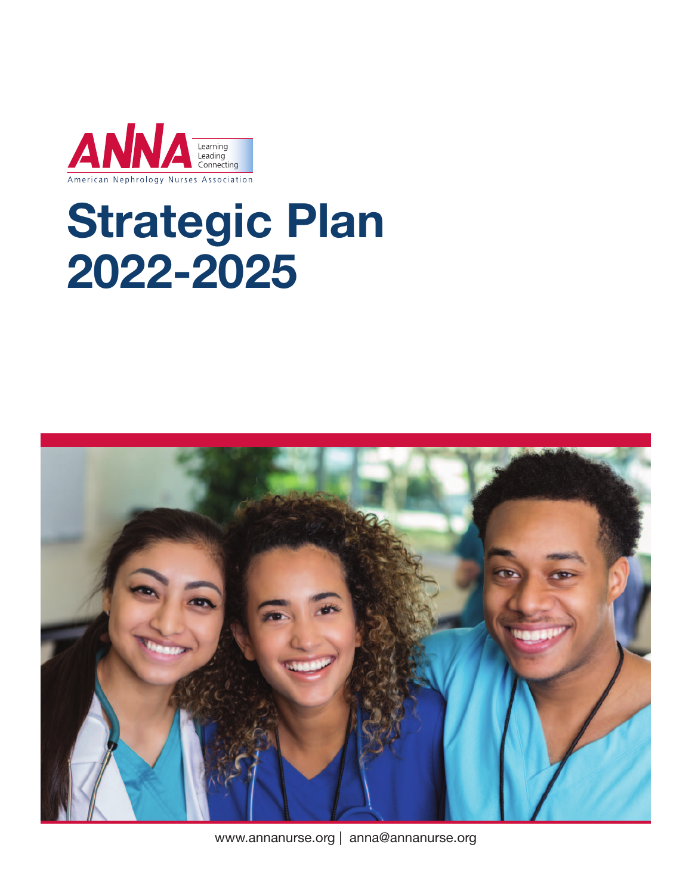ANNA Learning Leading Connecting

American Nephrology Nurses Association

# Strategic Plan 2022-2025

www.annanurse.org | anna@annanurse.org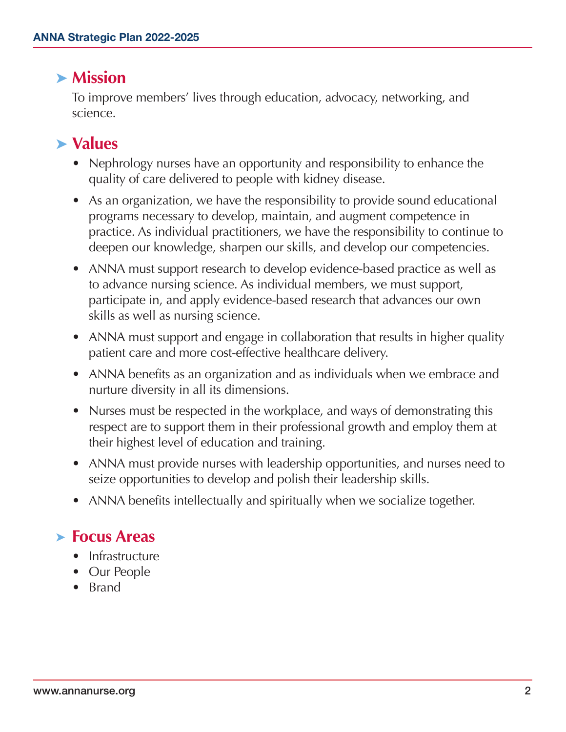## Mission

To improve members' lives through education, advocacy, networking, and science.

## Values

- Nephrology nurses have an opportunity and responsibility to enhance the quality of care delivered to people with kidney disease.
- As an organization, we have the responsibility to provide sound educational programs necessary to develop, maintain, and augment competence in practice. As individual practitioners, we have the responsibility to continue to deepen our knowledge, sharpen our skills, and develop our competencies.
- ANNA must support research to develop evidence-based practice as well as to advance nursing science. As individual members, we must support, participate in, and apply evidence-based research that advances our own skills as well as nursing science.
- ANNA must support and engage in collaboration that results in higher quality patient care and more cost-effective healthcare delivery.
- ANNA benefits as an organization and as individuals when we embrace and nurture diversity in all its dimensions.
- Nurses must be respected in the workplace, and ways of demonstrating this respect are to support them in their professional growth and employ them at their highest level of education and training.
- ANNA must provide nurses with leadership opportunities, and nurses need to seize opportunities to develop and polish their leadership skills.
- ANNA benefits intellectually and spiritually when we socialize together.

## Focus Areas

- Infrastructure
- Our People
- Brand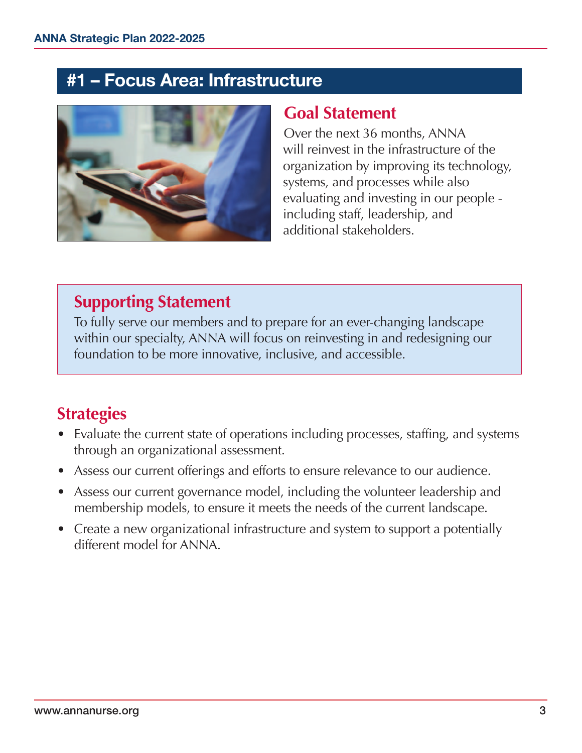# #1 – Focus Area: Infrastructure

## Goal Statement

Over the next 36 months, ANNA will reinvest in the infrastructure of the organization by improving its technology, systems, and processes while also evaluating and investing in our people - including staff, leadership, and additional stakeholders.

## Supporting Statement

To fully serve our members and to prepare for an ever-changing landscape within our specialty, ANNA will focus on reinvesting in and redesigning our foundation to be more innovative, inclusive, and accessible.

## Strategies

- Evaluate the current state of operations including processes, staffing, and systems through an organizational assessment.
- Assess our current offerings and efforts to ensure relevance to our audience.
- Assess our current governance model, including the volunteer leadership and membership models, to ensure it meets the needs of the current landscape.
- Create a new organizational infrastructure and system to support a potentially different model for ANNA.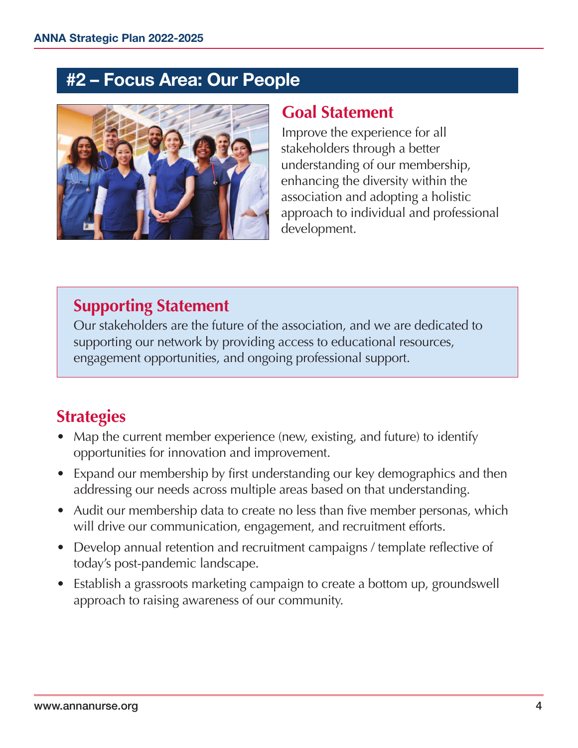## #2 – Focus Area: Our People

### Goal Statement

Improve the experience for all stakeholders through a better understanding of our membership, enhancing the diversity within the association and adopting a holistic approach to individual and professional development.

### Supporting Statement

Our stakeholders are the future of the association, and we are dedicated to supporting our network by providing access to educational resources, engagement opportunities, and ongoing professional support.

### Strategies

- Map the current member experience (new, existing, and future) to identify opportunities for innovation and improvement.
- Expand our membership by first understanding our key demographics and then addressing our needs across multiple areas based on that understanding.
- Audit our membership data to create no less than five member personas, which will drive our communication, engagement, and recruitment efforts.
- Develop annual retention and recruitment campaigns / template reflective of today's post-pandemic landscape.
- Establish a grassroots marketing campaign to create a bottom up, groundswell approach to raising awareness of our community.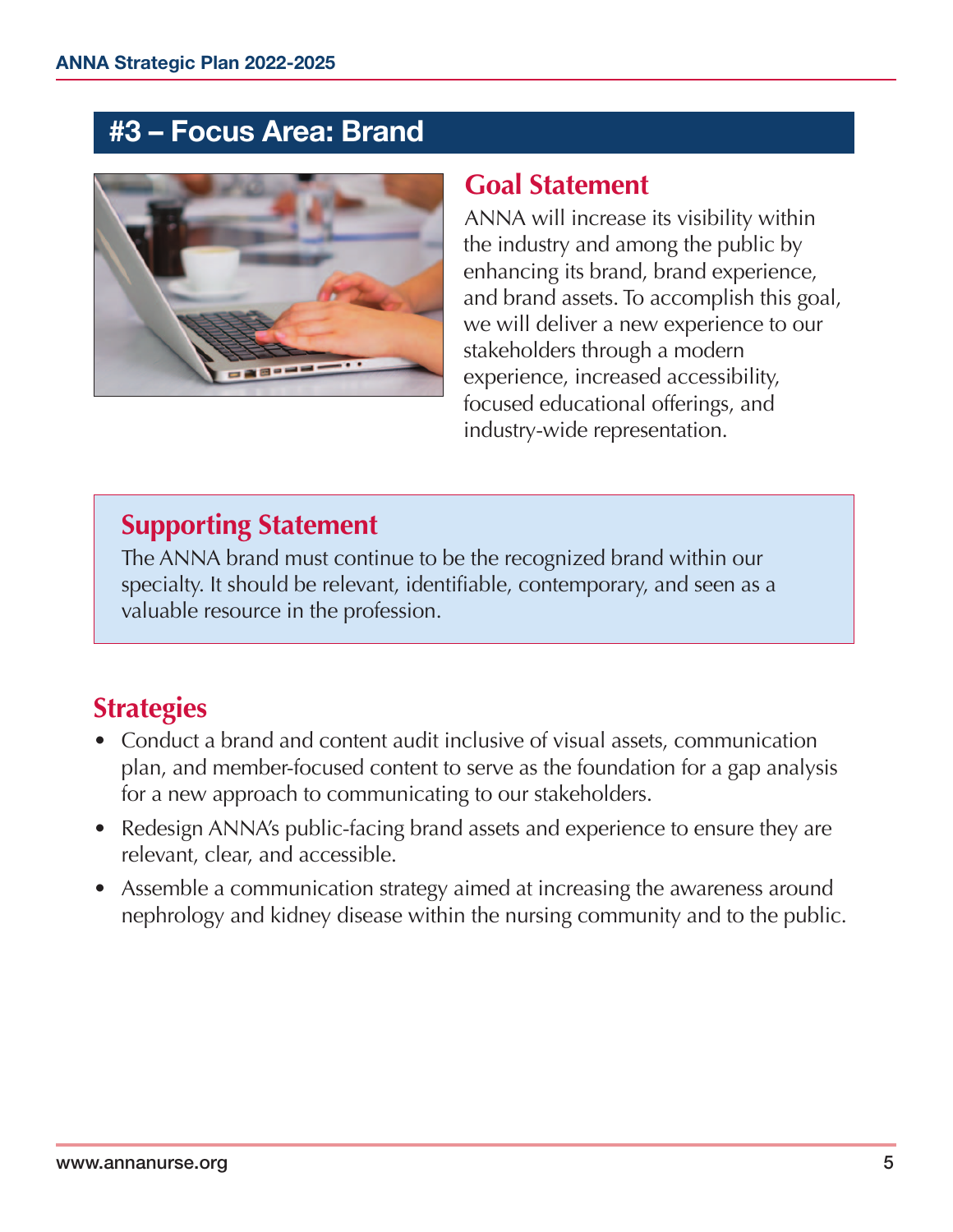## #3 – Focus Area: Brand

### Goal Statement

ANNA will increase its visibility within the industry and among the public by enhancing its brand, brand experience, and brand assets. To accomplish this goal, we will deliver a new experience to our stakeholders through a modern experience, increased accessibility, focused educational offerings, and industry-wide representation.

### Supporting Statement

The ANNA brand must continue to be the recognized brand within our specialty. It should be relevant, identifiable, contemporary, and seen as a valuable resource in the profession.

### Strategies

- Conduct a brand and content audit inclusive of visual assets, communication plan, and member-focused content to serve as the foundation for a gap analysis for a new approach to communicating to our stakeholders.
- Redesign ANNA's public-facing brand assets and experience to ensure they are relevant, clear, and accessible.
- Assemble a communication strategy aimed at increasing the awareness around nephrology and kidney disease within the nursing community and to the public.